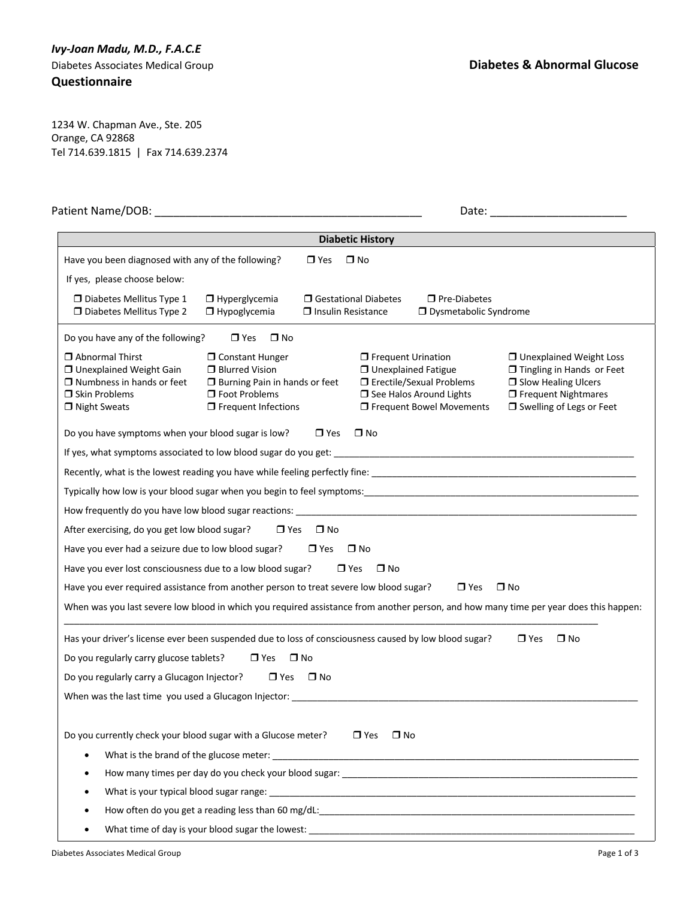***Ivy-Joan Madu, M.D., F.A.C.E***

Diabetes Associates Medical Group

## Questionnaire

## Diabetes & Abnormal Glucose

1234 W. Chapman Ave., Ste. 205
Orange, CA 92868
Tel 714.639.1815 | Fax 714.639.2374

Patient Name/DOB: ___________________________________________ Date: _____________________

### Diabetic History

Have you been diagnosed with any of the following? ☐ Yes ☐ No

If yes, please choose below:

- ☐ Diabetes Mellitus Type 1
- ☐ Diabetes Mellitus Type 2
- ☐ Hyperglycemia
- ☐ Hypoglycemia
- ☐ Gestational Diabetes
- ☐ Insulin Resistance
- ☐ Pre-Diabetes
- ☐ Dysmetabolic Syndrome

Do you have any of the following? ☐ Yes ☐ No

- ☐ Abnormal Thirst
- ☐ Unexplained Weight Gain
- ☐ Numbness in hands or feet
- ☐ Skin Problems
- ☐ Night Sweats
- ☐ Constant Hunger
- ☐ Blurred Vision
- ☐ Burning Pain in hands or feet
- ☐ Foot Problems
- ☐ Frequent Infections
- ☐ Frequent Urination
- ☐ Unexplained Fatigue
- ☐ Erectile/Sexual Problems
- ☐ See Halos Around Lights
- ☐ Frequent Bowel Movements
- ☐ Unexplained Weight Loss
- ☐ Tingling in Hands or Feet
- ☐ Slow Healing Ulcers
- ☐ Frequent Nightmares
- ☐ Swelling of Legs or Feet

Do you have symptoms when your blood sugar is low? ☐ Yes ☐ No

If yes, what symptoms associated to low blood sugar do you get: ____________________________________________

Recently, what is the lowest reading you have while feeling perfectly fine: ____________________________________________

Typically how low is your blood sugar when you begin to feel symptoms: ____________________________________________

How frequently do you have low blood sugar reactions: ____________________________________________

After exercising, do you get low blood sugar? ☐ Yes ☐ No

Have you ever had a seizure due to low blood sugar? ☐ Yes ☐ No

Have you ever lost consciousness due to a low blood sugar? ☐ Yes ☐ No

Have you ever required assistance from another person to treat severe low blood sugar? ☐ Yes ☐ No

When was you last severe low blood in which you required assistance from another person, and how many time per year does this happen:

____________________________________________

Has your driver's license ever been suspended due to loss of consciousness caused by low blood sugar? ☐ Yes ☐ No

Do you regularly carry glucose tablets? ☐ Yes ☐ No

Do you regularly carry a Glucagon Injector? ☐ Yes ☐ No

When was the last time you used a Glucagon Injector: ____________________________________________

Do you currently check your blood sugar with a Glucose meter? ☐ Yes ☐ No

- What is the brand of the glucose meter: ____________________________________________
- How many times per day do you check your blood sugar: ____________________________________________
- What is your typical blood sugar range: ____________________________________________
- How often do you get a reading less than 60 mg/dL: ____________________________________________
- What time of day is your blood sugar the lowest: ____________________________________________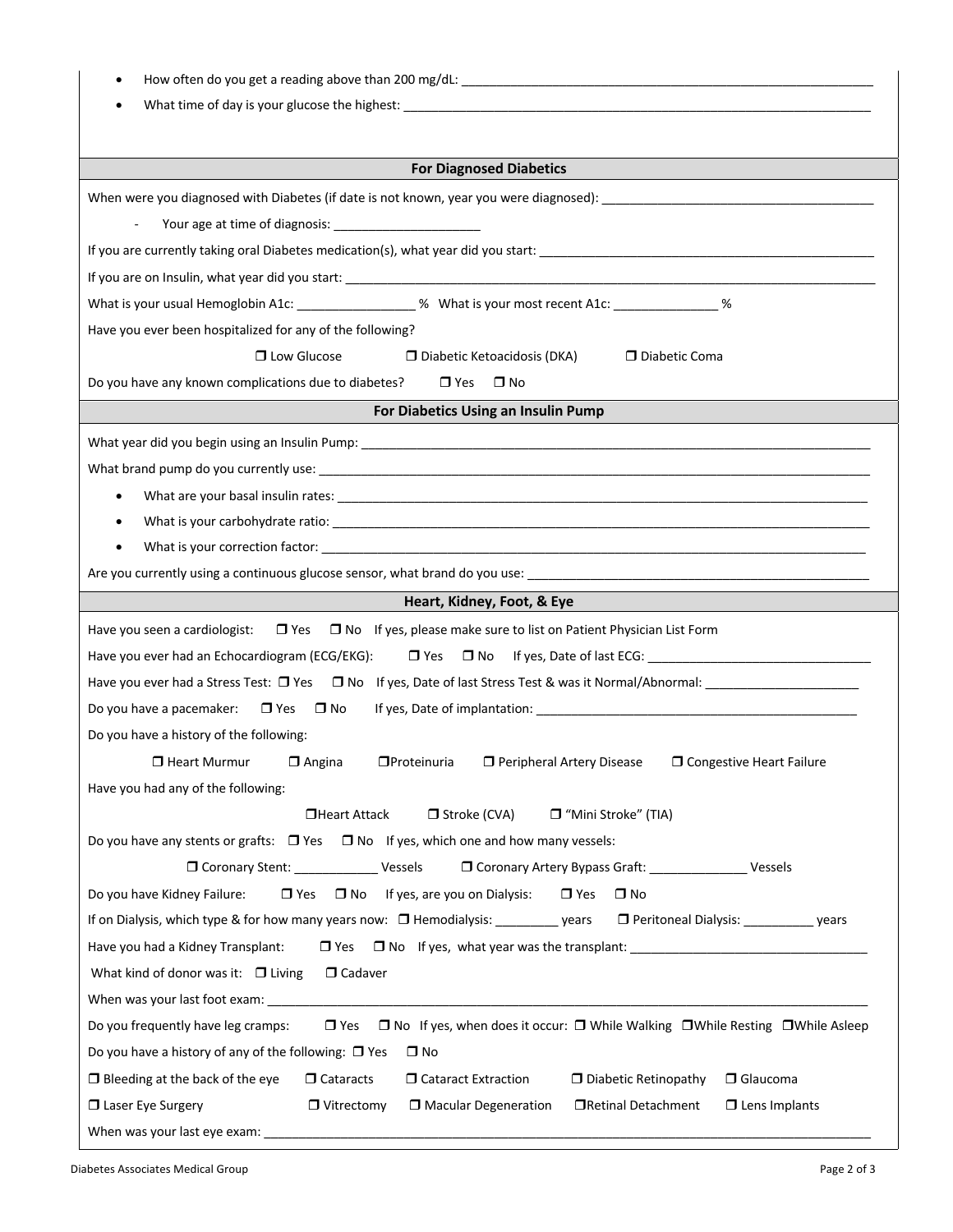- How often do you get a reading above than 200 mg/dL: ______________________________
- What time of day is your glucose the highest: ______________________________

## For Diagnosed Diabetics

When were you diagnosed with Diabetes (if date is not known, year you were diagnosed): ______________________________

- Your age at time of diagnosis: ____________________

If you are currently taking oral Diabetes medication(s), what year did you start: ______________________________

If you are on Insulin, what year did you start: ______________________________

What is your usual Hemoglobin A1c: ________________ % What is your most recent A1c: ______________ %

Have you ever been hospitalized for any of the following?

❒ Low Glucose ❒ Diabetic Ketoacidosis (DKA) ❒ Diabetic Coma

Do you have any known complications due to diabetes? ❒ Yes ❒ No

## For Diabetics Using an Insulin Pump

What year did you begin using an Insulin Pump: ______________________________

What brand pump do you currently use: ______________________________

- What are your basal insulin rates: ______________________________
- What is your carbohydrate ratio: ______________________________
- What is your correction factor: ______________________________

Are you currently using a continuous glucose sensor, what brand do you use: ______________________________

## Heart, Kidney, Foot, & Eye

Have you seen a cardiologist: ❒ Yes ❒ No If yes, please make sure to list on Patient Physician List Form

Have you ever had an Echocardiogram (ECG/EKG): ❒ Yes ❒ No If yes, Date of last ECG: ______________________________

Have you ever had a Stress Test: ❒ Yes ❒ No If yes, Date of last Stress Test & was it Normal/Abnormal: ____________________

Do you have a pacemaker: ❒ Yes ❒ No If yes, Date of implantation: ______________________________

Do you have a history of the following:

❒ Heart Murmur ❒ Angina ❒ Proteinuria ❒ Peripheral Artery Disease ❒ Congestive Heart Failure

Have you had any of the following:

❒ Heart Attack ❒ Stroke (CVA) ❒ "Mini Stroke" (TIA)

Do you have any stents or grafts: ❒ Yes ❒ No If yes, which one and how many vessels:

❒ Coronary Stent: ___________ Vessels ❒ Coronary Artery Bypass Graft: _____________ Vessels

Do you have Kidney Failure: ❒ Yes ❒ No If yes, are you on Dialysis: ❒ Yes ❒ No

If on Dialysis, which type & for how many years now: ❒ Hemodialysis: _________ years ❒ Peritoneal Dialysis: __________ years

Have you had a Kidney Transplant: ❒ Yes ❒ No If yes, what year was the transplant: ______________________________

What kind of donor was it: ❒ Living ❒ Cadaver

When was your last foot exam: ______________________________

Do you frequently have leg cramps: ❒ Yes ❒ No If yes, when does it occur: ❒ While Walking ❒ While Resting ❒ While Asleep

Do you have a history of any of the following: ❒ Yes ❒ No

❒ Bleeding at the back of the eye ❒ Cataracts ❒ Cataract Extraction ❒ Diabetic Retinopathy ❒ Glaucoma

❒ Laser Eye Surgery ❒ Vitrectomy ❒ Macular Degeneration ❒ Retinal Detachment ❒ Lens Implants

When was your last eye exam: ______________________________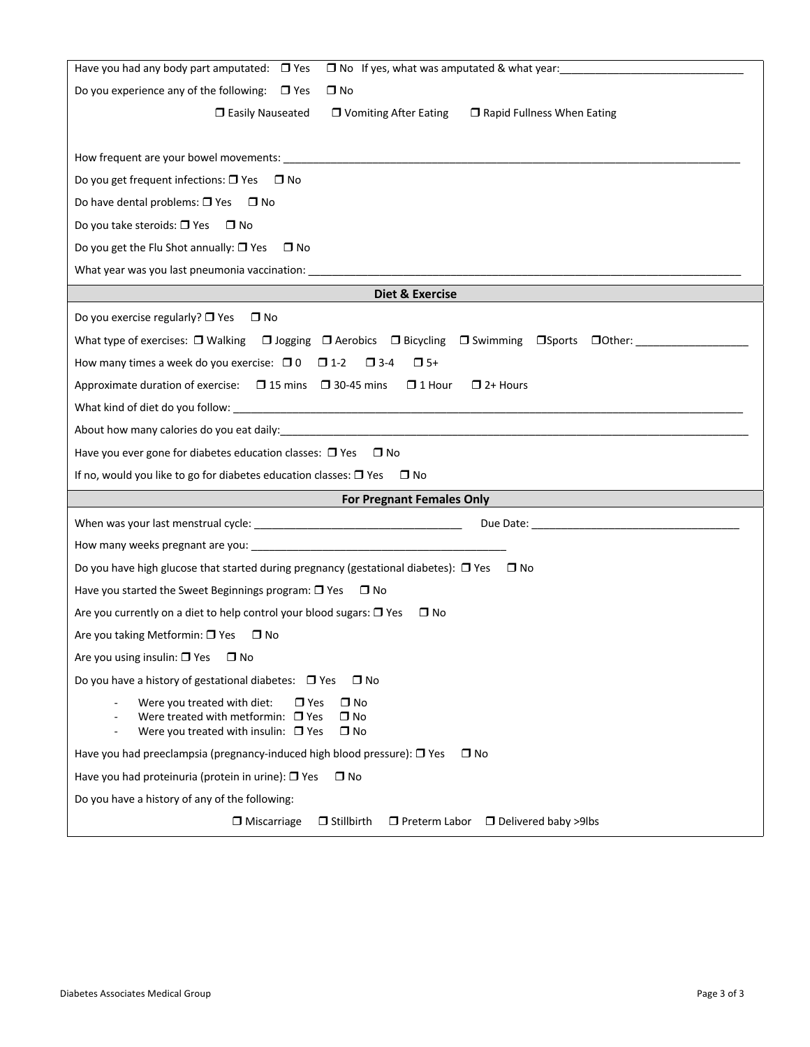Have you had any body part amputated: ❒ Yes ❒ No If yes, what was amputated & what year:______________________________

Do you experience any of the following: ❒ Yes ❒ No

❒ Easily Nauseated ❒ Vomiting After Eating ❒ Rapid Fullness When Eating

How frequent are your bowel movements: ______________________________________________________________________________

Do you get frequent infections: ❒ Yes ❒ No

Do have dental problems: ❒ Yes ❒ No

Do you take steroids: ❒ Yes ❒ No

Do you get the Flu Shot annually: ❒ Yes ❒ No

What year was you last pneumonia vaccination: ______________________________________________________________________

## Diet & Exercise

Do you exercise regularly? ❒ Yes ❒ No

What type of exercises: ❒ Walking ❒ Jogging ❒ Aerobics ❒ Bicycling ❒ Swimming ❒Sports ❒Other: __________________

How many times a week do you exercise: ❒ 0 ❒ 1-2 ❒ 3-4 ❒ 5+

Approximate duration of exercise: ❒ 15 mins ❒ 30-45 mins ❒ 1 Hour ❒ 2+ Hours

What kind of diet do you follow: ______________________________________________________________________________

About how many calories do you eat daily:______________________________________________________________________

Have you ever gone for diabetes education classes: ❒ Yes ❒ No

If no, would you like to go for diabetes education classes: ❒ Yes ❒ No

## For Pregnant Females Only

When was your last menstrual cycle: ___________________________________ Due Date: ___________________________________

How many weeks pregnant are you: ___________________________________________

Do you have high glucose that started during pregnancy (gestational diabetes): ❒ Yes ❒ No

Have you started the Sweet Beginnings program: ❒ Yes ❒ No

Are you currently on a diet to help control your blood sugars: ❒ Yes ❒ No

Are you taking Metformin: ❒ Yes ❒ No

Are you using insulin: ❒ Yes ❒ No

Do you have a history of gestational diabetes: ❒ Yes ❒ No

- Were you treated with diet: ❒ Yes ❒ No
- Were treated with metformin: ❒ Yes ❒ No
- Were you treated with insulin: ❒ Yes ❒ No

Have you had preeclampsia (pregnancy-induced high blood pressure): ❒ Yes ❒ No

Have you had proteinuria (protein in urine): ❒ Yes ❒ No

Do you have a history of any of the following:

❒ Miscarriage ❒ Stillbirth ❒ Preterm Labor ❒ Delivered baby >9lbs